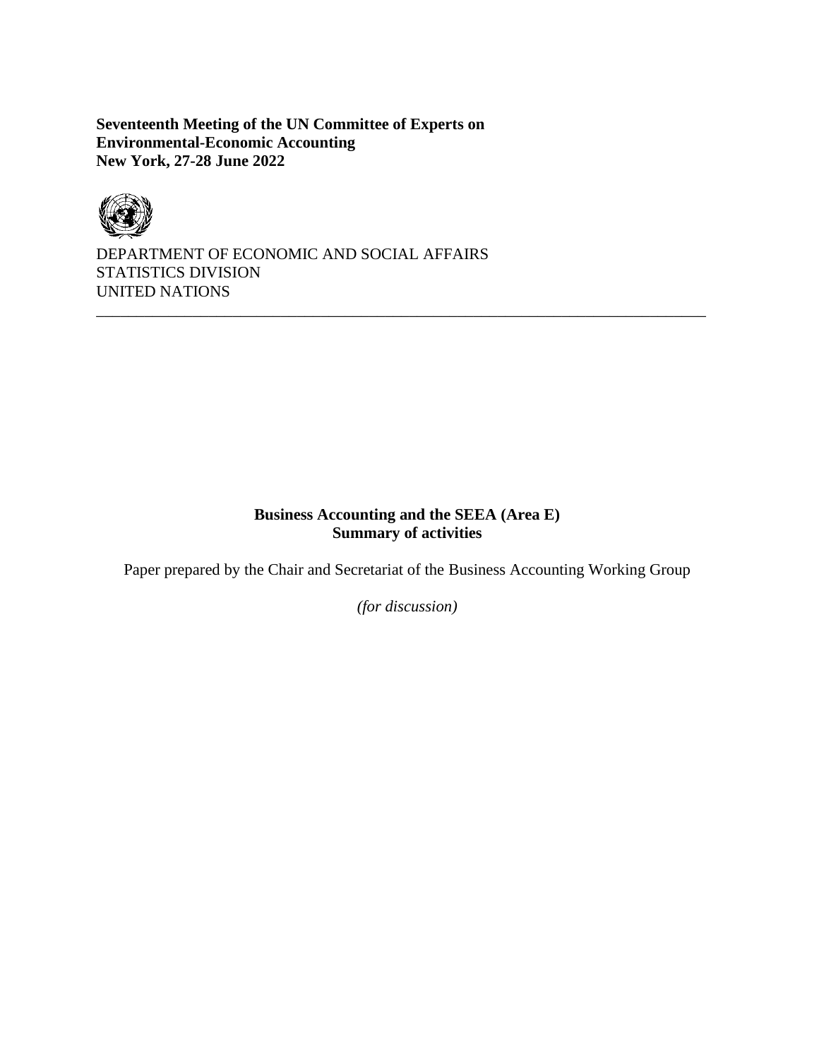**Seventeenth Meeting of the UN Committee of Experts on Environmental-Economic Accounting**
**New York, 27-28 June 2022**

DEPARTMENT OF ECONOMIC AND SOCIAL AFFAIRS
STATISTICS DIVISION
UNITED NATIONS

---

# Business Accounting and the SEEA (Area E)
## Summary of activities

Paper prepared by the Chair and Secretariat of the Business Accounting Working Group

*(for discussion)*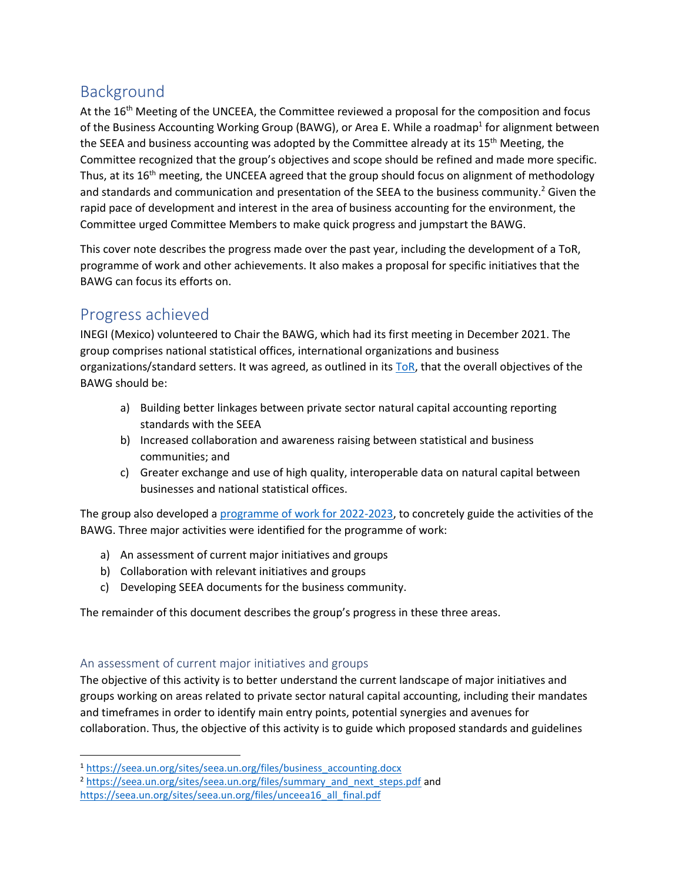## Background

At the 16th Meeting of the UNCEEA, the Committee reviewed a proposal for the composition and focus of the Business Accounting Working Group (BAWG), or Area E. While a roadmap[1] for alignment between the SEEA and business accounting was adopted by the Committee already at its 15th Meeting, the Committee recognized that the group's objectives and scope should be refined and made more specific. Thus, at its 16th meeting, the UNCEEA agreed that the group should focus on alignment of methodology and standards and communication and presentation of the SEEA to the business community.[2] Given the rapid pace of development and interest in the area of business accounting for the environment, the Committee urged Committee Members to make quick progress and jumpstart the BAWG.

This cover note describes the progress made over the past year, including the development of a ToR, programme of work and other achievements. It also makes a proposal for specific initiatives that the BAWG can focus its efforts on.

## Progress achieved

INEGI (Mexico) volunteered to Chair the BAWG, which had its first meeting in December 2021. The group comprises national statistical offices, international organizations and business organizations/standard setters. It was agreed, as outlined in its ToR, that the overall objectives of the BAWG should be:

a) Building better linkages between private sector natural capital accounting reporting standards with the SEEA
b) Increased collaboration and awareness raising between statistical and business communities; and
c) Greater exchange and use of high quality, interoperable data on natural capital between businesses and national statistical offices.

The group also developed a programme of work for 2022-2023, to concretely guide the activities of the BAWG. Three major activities were identified for the programme of work:

a) An assessment of current major initiatives and groups
b) Collaboration with relevant initiatives and groups
c) Developing SEEA documents for the business community.

The remainder of this document describes the group's progress in these three areas.

### An assessment of current major initiatives and groups

The objective of this activity is to better understand the current landscape of major initiatives and groups working on areas related to private sector natural capital accounting, including their mandates and timeframes in order to identify main entry points, potential synergies and avenues for collaboration. Thus, the objective of this activity is to guide which proposed standards and guidelines

---

[1] https://seea.un.org/sites/seea.un.org/files/business_accounting.docx
[2] https://seea.un.org/sites/seea.un.org/files/summary_and_next_steps.pdf and https://seea.un.org/sites/seea.un.org/files/unceea16_all_final.pdf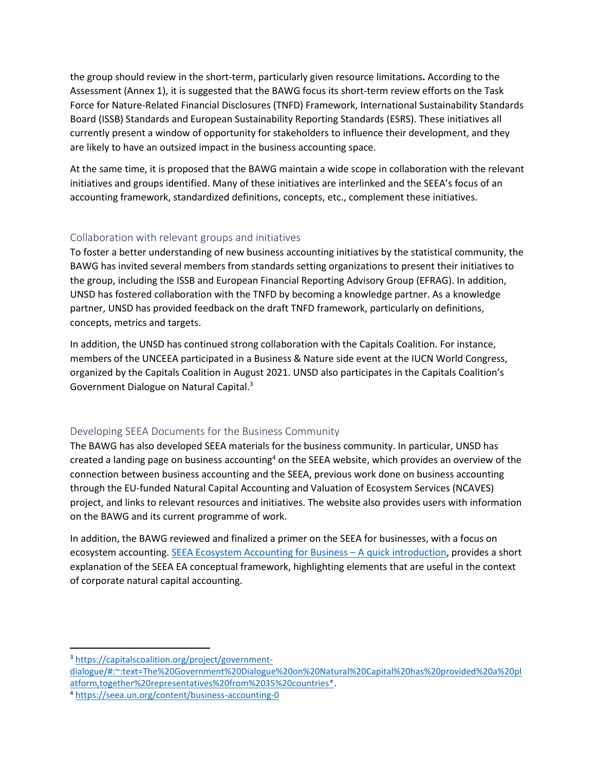the group should review in the short-term, particularly given resource limitations**.** According to the Assessment (Annex 1), it is suggested that the BAWG focus its short-term review efforts on the Task Force for Nature-Related Financial Disclosures (TNFD) Framework, International Sustainability Standards Board (ISSB) Standards and European Sustainability Reporting Standards (ESRS). These initiatives all currently present a window of opportunity for stakeholders to influence their development, and they are likely to have an outsized impact in the business accounting space.

At the same time, it is proposed that the BAWG maintain a wide scope in collaboration with the relevant initiatives and groups identified. Many of these initiatives are interlinked and the SEEA's focus of an accounting framework, standardized definitions, concepts, etc., complement these initiatives.

## Collaboration with relevant groups and initiatives

To foster a better understanding of new business accounting initiatives by the statistical community, the BAWG has invited several members from standards setting organizations to present their initiatives to the group, including the ISSB and European Financial Reporting Advisory Group (EFRAG). In addition, UNSD has fostered collaboration with the TNFD by becoming a knowledge partner. As a knowledge partner, UNSD has provided feedback on the draft TNFD framework, particularly on definitions, concepts, metrics and targets.

In addition, the UNSD has continued strong collaboration with the Capitals Coalition. For instance, members of the UNCEEA participated in a Business & Nature side event at the IUCN World Congress, organized by the Capitals Coalition in August 2021. UNSD also participates in the Capitals Coalition's Government Dialogue on Natural Capital.[3]

## Developing SEEA Documents for the Business Community

The BAWG has also developed SEEA materials for the business community. In particular, UNSD has created a landing page on business accounting[4] on the SEEA website, which provides an overview of the connection between business accounting and the SEEA, previous work done on business accounting through the EU-funded Natural Capital Accounting and Valuation of Ecosystem Services (NCAVES) project, and links to relevant resources and initiatives. The website also provides users with information on the BAWG and its current programme of work.

In addition, the BAWG reviewed and finalized a primer on the SEEA for businesses, with a focus on ecosystem accounting. SEEA Ecosystem Accounting for Business – A quick introduction, provides a short explanation of the SEEA EA conceptual framework, highlighting elements that are useful in the context of corporate natural capital accounting.

---

[3] https://capitalscoalition.org/project/government-dialogue/#:~:text=The%20Government%20Dialogue%20on%20Natural%20Capital%20has%20provided%20a%20platform,together%20representatives%20from%2035%20countries*.

[4] https://seea.un.org/content/business-accounting-0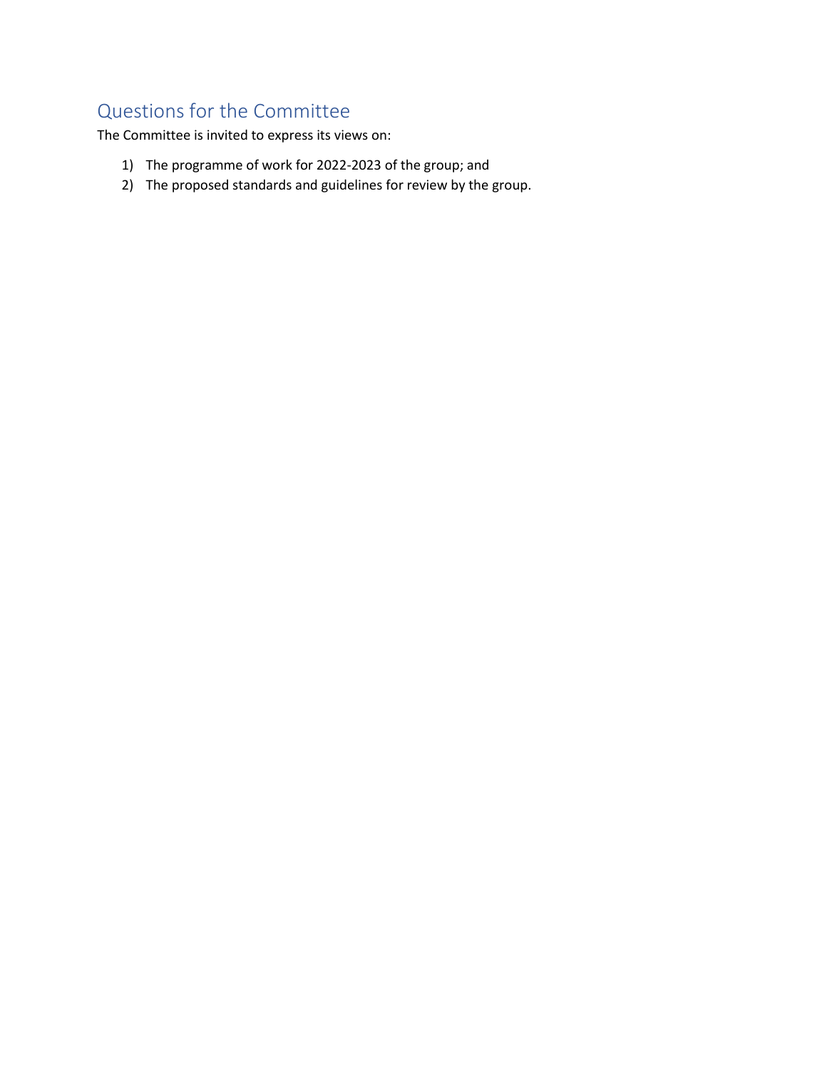## Questions for the Committee

The Committee is invited to express its views on:

1) The programme of work for 2022-2023 of the group; and
2) The proposed standards and guidelines for review by the group.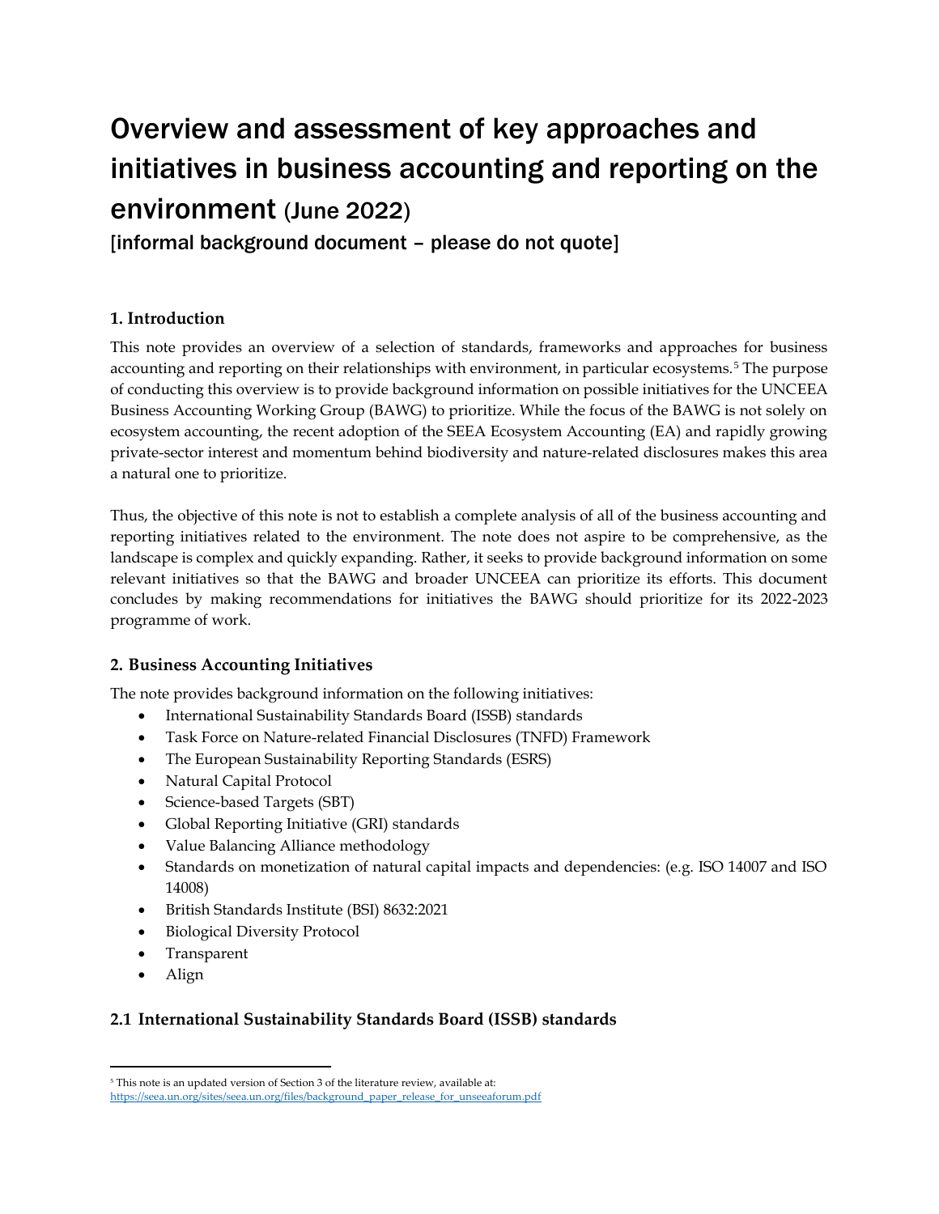# Overview and assessment of key approaches and initiatives in business accounting and reporting on the environment (June 2022)

[informal background document – please do not quote]

## 1. Introduction

This note provides an overview of a selection of standards, frameworks and approaches for business accounting and reporting on their relationships with environment, in particular ecosystems.[5] The purpose of conducting this overview is to provide background information on possible initiatives for the UNCEEA Business Accounting Working Group (BAWG) to prioritize. While the focus of the BAWG is not solely on ecosystem accounting, the recent adoption of the SEEA Ecosystem Accounting (EA) and rapidly growing private-sector interest and momentum behind biodiversity and nature-related disclosures makes this area a natural one to prioritize.

Thus, the objective of this note is not to establish a complete analysis of all of the business accounting and reporting initiatives related to the environment. The note does not aspire to be comprehensive, as the landscape is complex and quickly expanding. Rather, it seeks to provide background information on some relevant initiatives so that the BAWG and broader UNCEEA can prioritize its efforts. This document concludes by making recommendations for initiatives the BAWG should prioritize for its 2022-2023 programme of work.

## 2. Business Accounting Initiatives

The note provides background information on the following initiatives:

- International Sustainability Standards Board (ISSB) standards
- Task Force on Nature-related Financial Disclosures (TNFD) Framework
- The European Sustainability Reporting Standards (ESRS)
- Natural Capital Protocol
- Science-based Targets (SBT)
- Global Reporting Initiative (GRI) standards
- Value Balancing Alliance methodology
- Standards on monetization of natural capital impacts and dependencies: (e.g. ISO 14007 and ISO 14008)
- British Standards Institute (BSI) 8632:2021
- Biological Diversity Protocol
- Transparent
- Align

### 2.1 International Sustainability Standards Board (ISSB) standards

[5] This note is an updated version of Section 3 of the literature review, available at: https://seea.un.org/sites/seea.un.org/files/background_paper_release_for_unseeaforum.pdf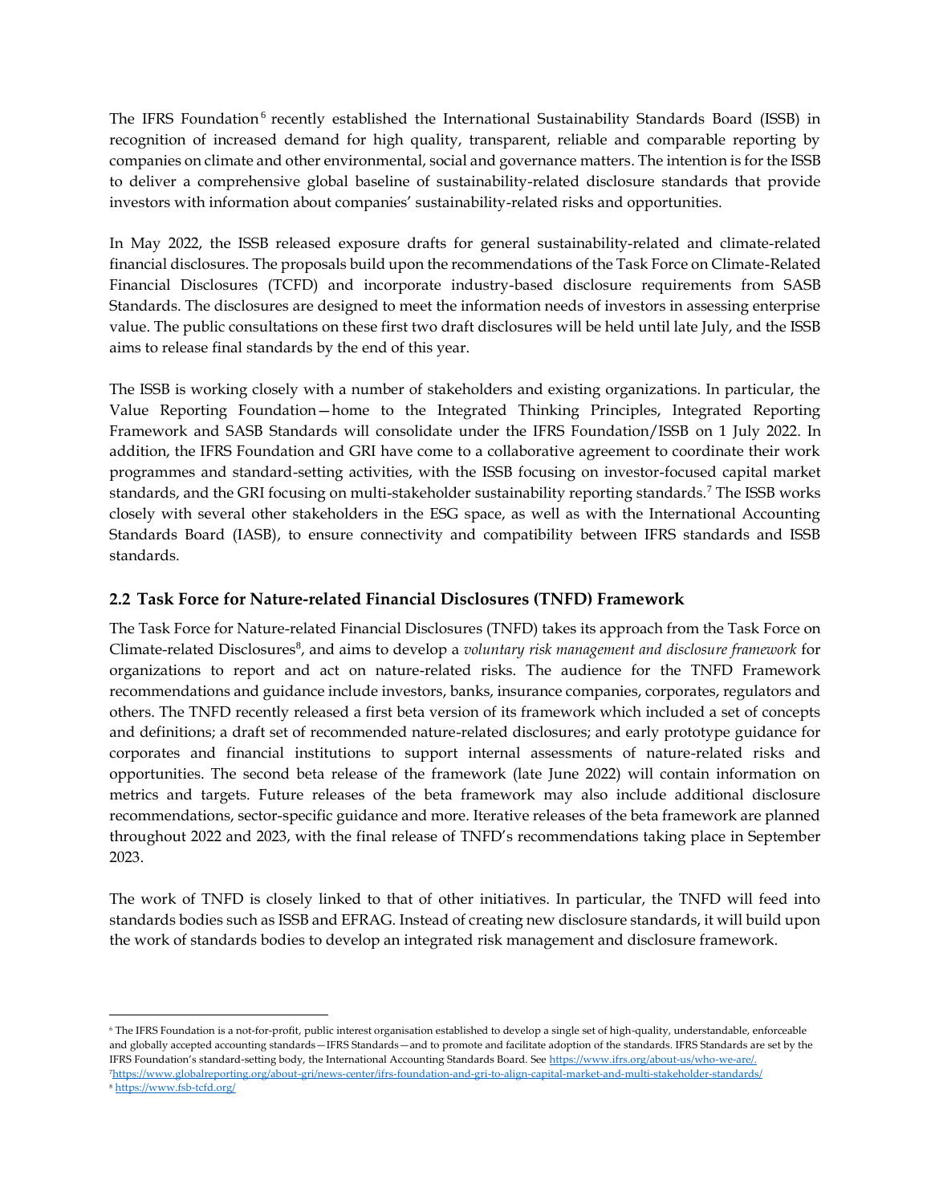The IFRS Foundation[6] recently established the International Sustainability Standards Board (ISSB) in recognition of increased demand for high quality, transparent, reliable and comparable reporting by companies on climate and other environmental, social and governance matters. The intention is for the ISSB to deliver a comprehensive global baseline of sustainability-related disclosure standards that provide investors with information about companies' sustainability-related risks and opportunities.

In May 2022, the ISSB released exposure drafts for general sustainability-related and climate-related financial disclosures. The proposals build upon the recommendations of the Task Force on Climate-Related Financial Disclosures (TCFD) and incorporate industry-based disclosure requirements from SASB Standards. The disclosures are designed to meet the information needs of investors in assessing enterprise value. The public consultations on these first two draft disclosures will be held until late July, and the ISSB aims to release final standards by the end of this year.

The ISSB is working closely with a number of stakeholders and existing organizations. In particular, the Value Reporting Foundation—home to the Integrated Thinking Principles, Integrated Reporting Framework and SASB Standards will consolidate under the IFRS Foundation/ISSB on 1 July 2022. In addition, the IFRS Foundation and GRI have come to a collaborative agreement to coordinate their work programmes and standard-setting activities, with the ISSB focusing on investor-focused capital market standards, and the GRI focusing on multi-stakeholder sustainability reporting standards.[7] The ISSB works closely with several other stakeholders in the ESG space, as well as with the International Accounting Standards Board (IASB), to ensure connectivity and compatibility between IFRS standards and ISSB standards.

## 2.2 Task Force for Nature-related Financial Disclosures (TNFD) Framework

The Task Force for Nature-related Financial Disclosures (TNFD) takes its approach from the Task Force on Climate-related Disclosures[8], and aims to develop a *voluntary risk management and disclosure framework* for organizations to report and act on nature-related risks. The audience for the TNFD Framework recommendations and guidance include investors, banks, insurance companies, corporates, regulators and others. The TNFD recently released a first beta version of its framework which included a set of concepts and definitions; a draft set of recommended nature-related disclosures; and early prototype guidance for corporates and financial institutions to support internal assessments of nature-related risks and opportunities. The second beta release of the framework (late June 2022) will contain information on metrics and targets. Future releases of the beta framework may also include additional disclosure recommendations, sector-specific guidance and more. Iterative releases of the beta framework are planned throughout 2022 and 2023, with the final release of TNFD's recommendations taking place in September 2023.

The work of TNFD is closely linked to that of other initiatives. In particular, the TNFD will feed into standards bodies such as ISSB and EFRAG. Instead of creating new disclosure standards, it will build upon the work of standards bodies to develop an integrated risk management and disclosure framework.

---

[6] The IFRS Foundation is a not-for-profit, public interest organisation established to develop a single set of high-quality, understandable, enforceable and globally accepted accounting standards—IFRS Standards—and to promote and facilitate adoption of the standards. IFRS Standards are set by the IFRS Foundation's standard-setting body, the International Accounting Standards Board. See https://www.ifrs.org/about-us/who-we-are/.

[7] https://www.globalreporting.org/about-gri/news-center/ifrs-foundation-and-gri-to-align-capital-market-and-multi-stakeholder-standards/

[8] https://www.fsb-tcfd.org/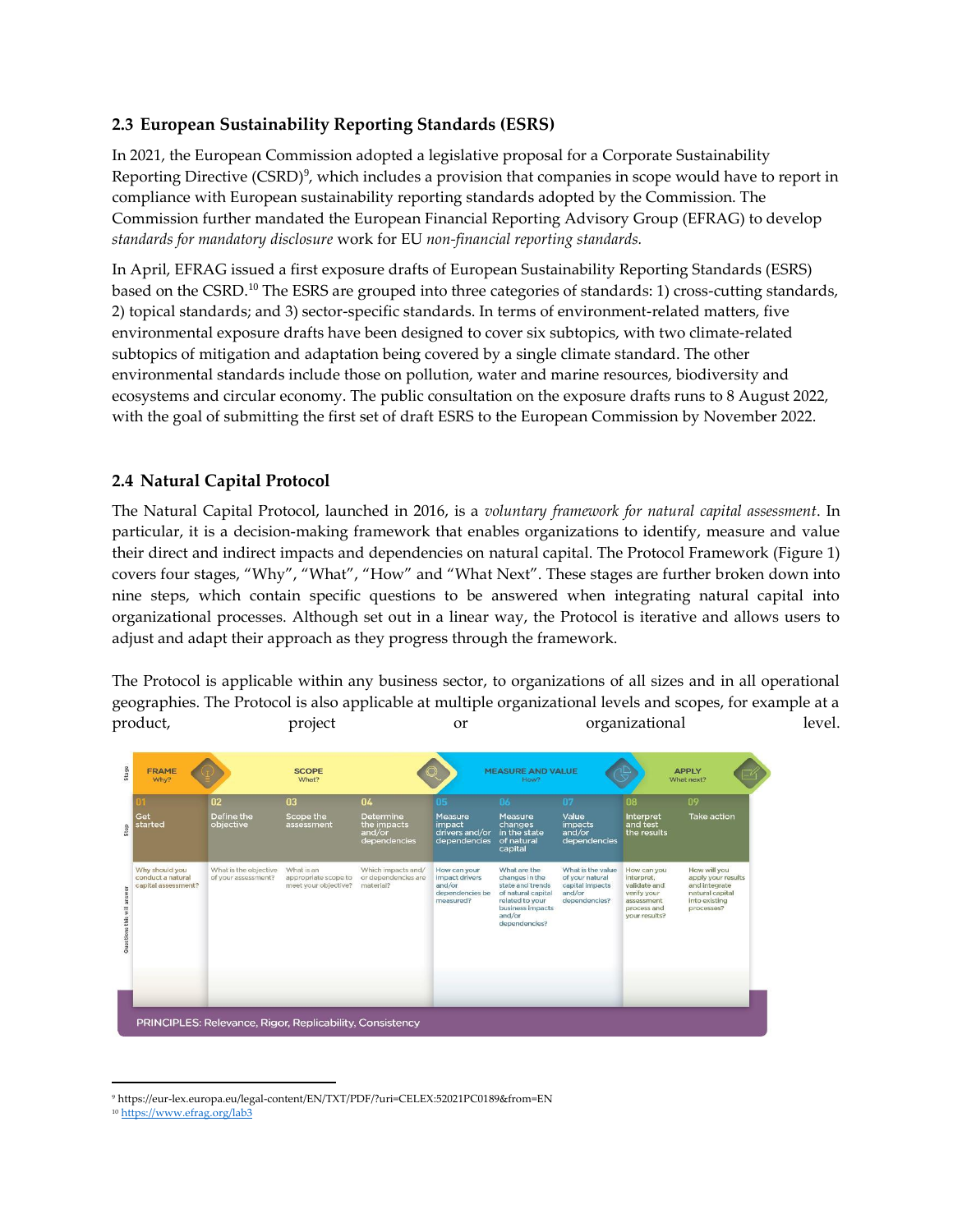## 2.3 European Sustainability Reporting Standards (ESRS)

In 2021, the European Commission adopted a legislative proposal for a Corporate Sustainability Reporting Directive (CSRD)[9], which includes a provision that companies in scope would have to report in compliance with European sustainability reporting standards adopted by the Commission. The Commission further mandated the European Financial Reporting Advisory Group (EFRAG) to develop *standards for mandatory disclosure* work for EU *non-financial reporting standards.*

In April, EFRAG issued a first exposure drafts of European Sustainability Reporting Standards (ESRS) based on the CSRD.[10] The ESRS are grouped into three categories of standards: 1) cross-cutting standards, 2) topical standards; and 3) sector-specific standards. In terms of environment-related matters, five environmental exposure drafts have been designed to cover six subtopics, with two climate-related subtopics of mitigation and adaptation being covered by a single climate standard. The other environmental standards include those on pollution, water and marine resources, biodiversity and ecosystems and circular economy. The public consultation on the exposure drafts runs to 8 August 2022, with the goal of submitting the first set of draft ESRS to the European Commission by November 2022.

## 2.4 Natural Capital Protocol

The Natural Capital Protocol, launched in 2016, is a *voluntary framework for natural capital assessment*. In particular, it is a decision-making framework that enables organizations to identify, measure and value their direct and indirect impacts and dependencies on natural capital. The Protocol Framework (Figure 1) covers four stages, "Why", "What", "How" and "What Next". These stages are further broken down into nine steps, which contain specific questions to be answered when integrating natural capital into organizational processes. Although set out in a linear way, the Protocol is iterative and allows users to adjust and adapt their approach as they progress through the framework.

The Protocol is applicable within any business sector, to organizations of all sizes and in all operational geographies. The Protocol is also applicable at multiple organizational levels and scopes, for example at a product, project or organizational level.

| Stage | FRAME Why? | SCOPE What? | | | MEASURE AND VALUE How? | | | APPLY What next? | |
|---|---|---|---|---|---|---|---|---|---|
| Step | 01 Get started | 02 Define the objective | 03 Scope the assessment | 04 Determine the impacts and/or dependencies | 05 Measure impact drivers and/or dependencies | 06 Measure changes in the state of natural capital | 07 Value impacts and/or dependencies | 08 Interpret and test the results | 09 Take action |
| Questions this will answer | Why should you conduct a natural capital assessment? | What is the objective of your assessment? | What is an appropriate scope to meet your objective? | Which impacts and/or dependencies are material? | How can your impact drivers and/or dependencies be measured? | What are the changes in the state and trends of natural capital related to your business impacts and/or dependencies? | What is the value of your natural capital impacts and/or dependencies? | How can you interpret, validate and verify your assessment process and your results? | How will you apply your results and integrate natural capital into existing processes? |

PRINCIPLES: Relevance, Rigor, Replicability, Consistency

---

[9] https://eur-lex.europa.eu/legal-content/EN/TXT/PDF/?uri=CELEX:52021PC0189&from=EN

[10] https://www.efrag.org/lab3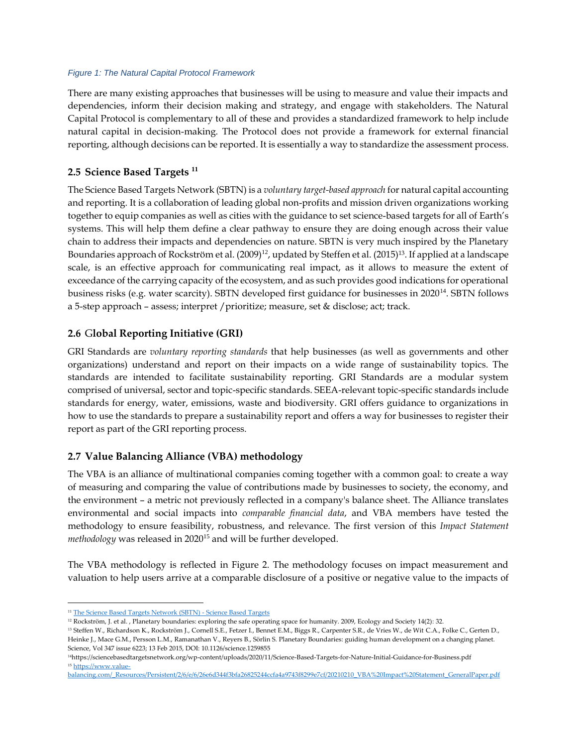*Figure 1: The Natural Capital Protocol Framework*

There are many existing approaches that businesses will be using to measure and value their impacts and dependencies, inform their decision making and strategy, and engage with stakeholders. The Natural Capital Protocol is complementary to all of these and provides a standardized framework to help include natural capital in decision-making. The Protocol does not provide a framework for external financial reporting, although decisions can be reported. It is essentially a way to standardize the assessment process.

## 2.5 Science Based Targets [11]

The Science Based Targets Network (SBTN) is a *voluntary target-based approach* for natural capital accounting and reporting. It is a collaboration of leading global non-profits and mission driven organizations working together to equip companies as well as cities with the guidance to set science-based targets for all of Earth's systems. This will help them define a clear pathway to ensure they are doing enough across their value chain to address their impacts and dependencies on nature. SBTN is very much inspired by the Planetary Boundaries approach of Rockström et al. (2009)[12], updated by Steffen et al. (2015)[13]. If applied at a landscape scale, is an effective approach for communicating real impact, as it allows to measure the extent of exceedance of the carrying capacity of the ecosystem, and as such provides good indications for operational business risks (e.g. water scarcity). SBTN developed first guidance for businesses in 2020[14]. SBTN follows a 5-step approach – assess; interpret / prioritize; measure, set & disclose; act; track.

## 2.6 Global Reporting Initiative (GRI)

GRI Standards are *voluntary reporting standards* that help businesses (as well as governments and other organizations) understand and report on their impacts on a wide range of sustainability topics. The standards are intended to facilitate sustainability reporting. GRI Standards are a modular system comprised of universal, sector and topic-specific standards. SEEA-relevant topic-specific standards include standards for energy, water, emissions, waste and biodiversity. GRI offers guidance to organizations in how to use the standards to prepare a sustainability report and offers a way for businesses to register their report as part of the GRI reporting process.

## 2.7 Value Balancing Alliance (VBA) methodology

The VBA is an alliance of multinational companies coming together with a common goal: to create a way of measuring and comparing the value of contributions made by businesses to society, the economy, and the environment – a metric not previously reflected in a company's balance sheet. The Alliance translates environmental and social impacts into *comparable financial data*, and VBA members have tested the methodology to ensure feasibility, robustness, and relevance. The first version of this *Impact Statement methodology* was released in 2020[15] and will be further developed.

The VBA methodology is reflected in Figure 2. The methodology focuses on impact measurement and valuation to help users arrive at a comparable disclosure of a positive or negative value to the impacts of

---

[11] The Science Based Targets Network (SBTN) - Science Based Targets

[12] Rockström, J. et al. , Planetary boundaries: exploring the safe operating space for humanity. 2009, Ecology and Society 14(2): 32.

[13] Steffen W., Richardson K., Rockström J., Cornell S.E., Fetzer I., Bennet E.M., Biggs R., Carpenter S.R., de Vries W., de Wit C.A., Folke C., Gerten D., Heinke J., Mace G.M., Persson L.M., Ramanathan V., Reyers B., Sörlin S. Planetary Boundaries: guiding human development on a changing planet. Science, Vol 347 issue 6223; 13 Feb 2015, DOI: 10.1126/science.1259855

[14] https://sciencebasedtargetsnetwork.org/wp-content/uploads/2020/11/Science-Based-Targets-for-Nature-Initial-Guidance-for-Business.pdf

[15] https://www.value-balancing.com/_Resources/Persistent/2/6/e/6/26e6d344f3bfa26825244ccfa4a9743f8299e7cf/20210210_VBA%20Impact%20Statement_GeneralPaper.pdf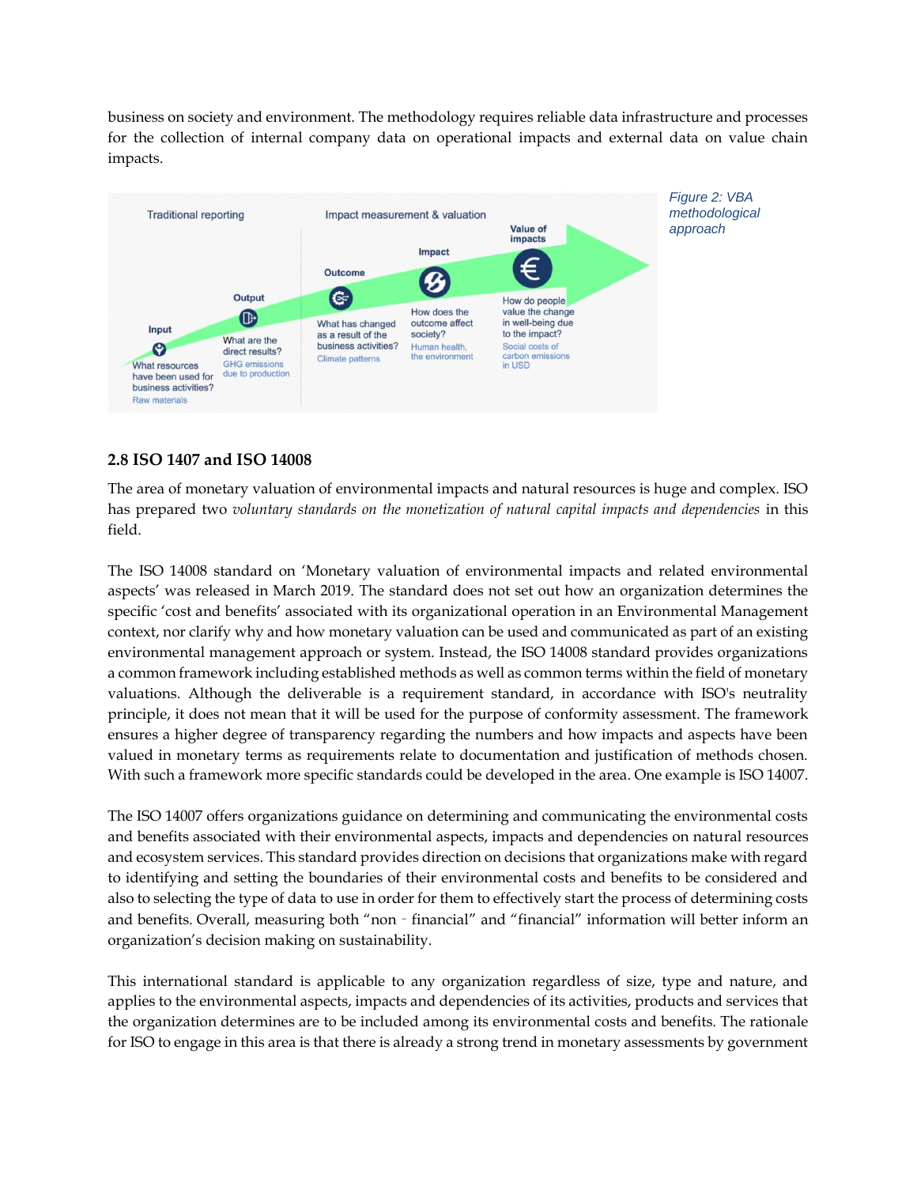business on society and environment. The methodology requires reliable data infrastructure and processes for the collection of internal company data on operational impacts and external data on value chain impacts.

Traditional reporting

Impact measurement & valuation

Input
What resources have been used for business activities?
Raw materials

Output
What are the direct results?
GHG emissions due to production

Outcome
What has changed as a result of the business activities?
Climate patterns

Impact
How does the outcome affect society?
Human health, the environment

Value of impacts
How do people value the change in well-being due to the impact?
Social costs of carbon emissions in USD

*Figure 2: VBA methodological approach*

## 2.8 ISO 1407 and ISO 14008

The area of monetary valuation of environmental impacts and natural resources is huge and complex. ISO has prepared two *voluntary standards on the monetization of natural capital impacts and dependencies* in this field.

The ISO 14008 standard on 'Monetary valuation of environmental impacts and related environmental aspects' was released in March 2019. The standard does not set out how an organization determines the specific 'cost and benefits' associated with its organizational operation in an Environmental Management context, nor clarify why and how monetary valuation can be used and communicated as part of an existing environmental management approach or system. Instead, the ISO 14008 standard provides organizations a common framework including established methods as well as common terms within the field of monetary valuations. Although the deliverable is a requirement standard, in accordance with ISO's neutrality principle, it does not mean that it will be used for the purpose of conformity assessment. The framework ensures a higher degree of transparency regarding the numbers and how impacts and aspects have been valued in monetary terms as requirements relate to documentation and justification of methods chosen. With such a framework more specific standards could be developed in the area. One example is ISO 14007.

The ISO 14007 offers organizations guidance on determining and communicating the environmental costs and benefits associated with their environmental aspects, impacts and dependencies on natural resources and ecosystem services. This standard provides direction on decisions that organizations make with regard to identifying and setting the boundaries of their environmental costs and benefits to be considered and also to selecting the type of data to use in order for them to effectively start the process of determining costs and benefits. Overall, measuring both "non‐financial" and "financial" information will better inform an organization's decision making on sustainability.

This international standard is applicable to any organization regardless of size, type and nature, and applies to the environmental aspects, impacts and dependencies of its activities, products and services that the organization determines are to be included among its environmental costs and benefits. The rationale for ISO to engage in this area is that there is already a strong trend in monetary assessments by government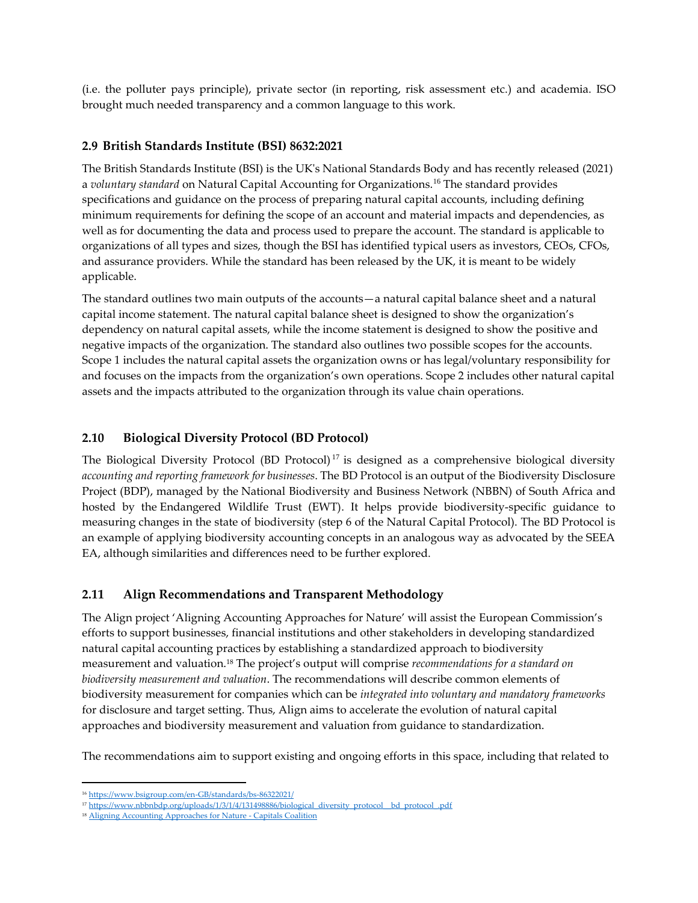(i.e. the polluter pays principle), private sector (in reporting, risk assessment etc.) and academia. ISO brought much needed transparency and a common language to this work.

## 2.9 British Standards Institute (BSI) 8632:2021

The British Standards Institute (BSI) is the UK's National Standards Body and has recently released (2021) a *voluntary standard* on Natural Capital Accounting for Organizations.[16] The standard provides specifications and guidance on the process of preparing natural capital accounts, including defining minimum requirements for defining the scope of an account and material impacts and dependencies, as well as for documenting the data and process used to prepare the account. The standard is applicable to organizations of all types and sizes, though the BSI has identified typical users as investors, CEOs, CFOs, and assurance providers. While the standard has been released by the UK, it is meant to be widely applicable.

The standard outlines two main outputs of the accounts—a natural capital balance sheet and a natural capital income statement. The natural capital balance sheet is designed to show the organization's dependency on natural capital assets, while the income statement is designed to show the positive and negative impacts of the organization. The standard also outlines two possible scopes for the accounts. Scope 1 includes the natural capital assets the organization owns or has legal/voluntary responsibility for and focuses on the impacts from the organization's own operations. Scope 2 includes other natural capital assets and the impacts attributed to the organization through its value chain operations.

## 2.10 Biological Diversity Protocol (BD Protocol)

The Biological Diversity Protocol (BD Protocol)[17] is designed as a comprehensive biological diversity *accounting and reporting framework for businesses*. The BD Protocol is an output of the Biodiversity Disclosure Project (BDP), managed by the National Biodiversity and Business Network (NBBN) of South Africa and hosted by the Endangered Wildlife Trust (EWT). It helps provide biodiversity-specific guidance to measuring changes in the state of biodiversity (step 6 of the Natural Capital Protocol). The BD Protocol is an example of applying biodiversity accounting concepts in an analogous way as advocated by the SEEA EA, although similarities and differences need to be further explored.

## 2.11 Align Recommendations and Transparent Methodology

The Align project 'Aligning Accounting Approaches for Nature' will assist the European Commission's efforts to support businesses, financial institutions and other stakeholders in developing standardized natural capital accounting practices by establishing a standardized approach to biodiversity measurement and valuation.[18] The project's output will comprise *recommendations for a standard on biodiversity measurement and valuation*. The recommendations will describe common elements of biodiversity measurement for companies which can be *integrated into voluntary and mandatory frameworks* for disclosure and target setting. Thus, Align aims to accelerate the evolution of natural capital approaches and biodiversity measurement and valuation from guidance to standardization.

The recommendations aim to support existing and ongoing efforts in this space, including that related to

---

[16] https://www.bsigroup.com/en-GB/standards/bs-86322021/

[17] https://www.nbbnbdp.org/uploads/1/3/1/4/131498886/biological_diversity_protocol__bd_protocol_.pdf

[18] Aligning Accounting Approaches for Nature - Capitals Coalition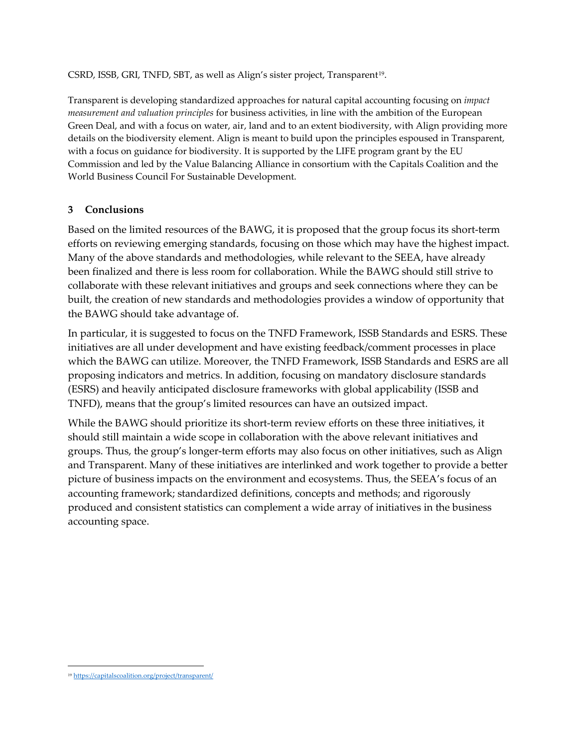CSRD, ISSB, GRI, TNFD, SBT, as well as Align's sister project, Transparent[19].

Transparent is developing standardized approaches for natural capital accounting focusing on *impact measurement and valuation principles* for business activities, in line with the ambition of the European Green Deal, and with a focus on water, air, land and to an extent biodiversity, with Align providing more details on the biodiversity element. Align is meant to build upon the principles espoused in Transparent, with a focus on guidance for biodiversity. It is supported by the LIFE program grant by the EU Commission and led by the Value Balancing Alliance in consortium with the Capitals Coalition and the World Business Council For Sustainable Development.

## 3 Conclusions

Based on the limited resources of the BAWG, it is proposed that the group focus its short-term efforts on reviewing emerging standards, focusing on those which may have the highest impact. Many of the above standards and methodologies, while relevant to the SEEA, have already been finalized and there is less room for collaboration. While the BAWG should still strive to collaborate with these relevant initiatives and groups and seek connections where they can be built, the creation of new standards and methodologies provides a window of opportunity that the BAWG should take advantage of.

In particular, it is suggested to focus on the TNFD Framework, ISSB Standards and ESRS. These initiatives are all under development and have existing feedback/comment processes in place which the BAWG can utilize. Moreover, the TNFD Framework, ISSB Standards and ESRS are all proposing indicators and metrics. In addition, focusing on mandatory disclosure standards (ESRS) and heavily anticipated disclosure frameworks with global applicability (ISSB and TNFD), means that the group's limited resources can have an outsized impact.

While the BAWG should prioritize its short-term review efforts on these three initiatives, it should still maintain a wide scope in collaboration with the above relevant initiatives and groups. Thus, the group's longer-term efforts may also focus on other initiatives, such as Align and Transparent. Many of these initiatives are interlinked and work together to provide a better picture of business impacts on the environment and ecosystems. Thus, the SEEA's focus of an accounting framework; standardized definitions, concepts and methods; and rigorously produced and consistent statistics can complement a wide array of initiatives in the business accounting space.

[19] https://capitalscoalition.org/project/transparent/